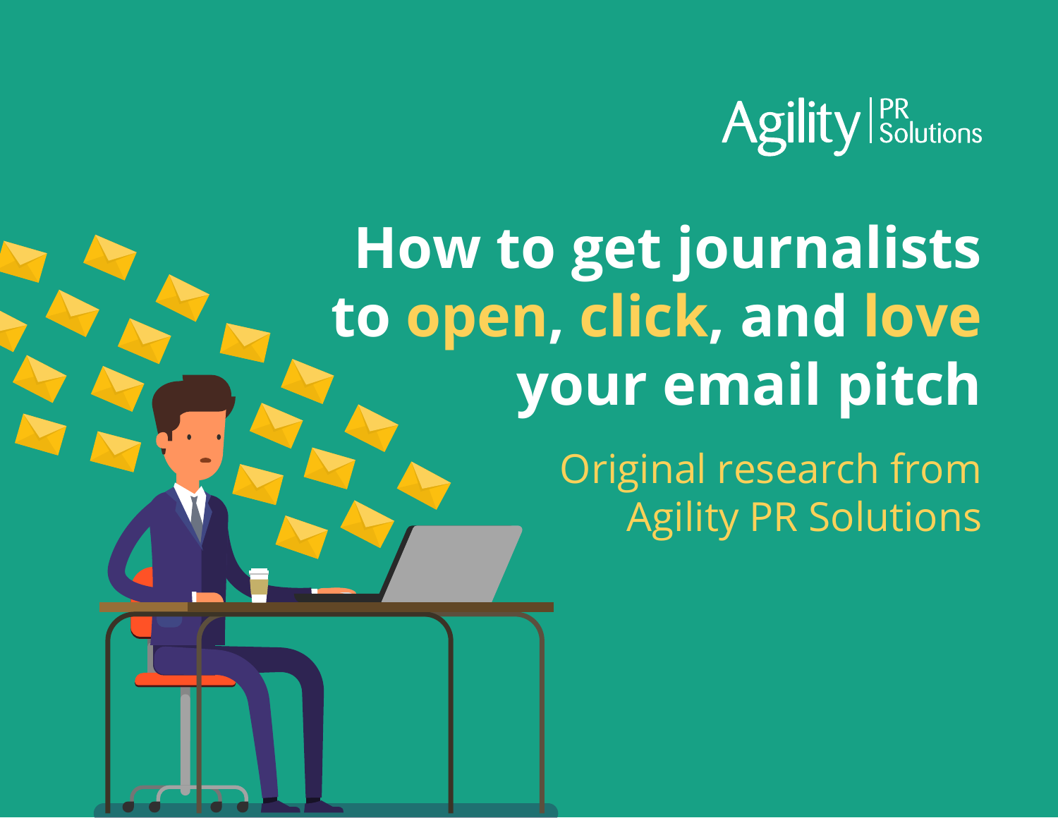Agility | PR Solutions

# How to get journalists to open, click, and love your email pitch

Original research from Agility PR Solutions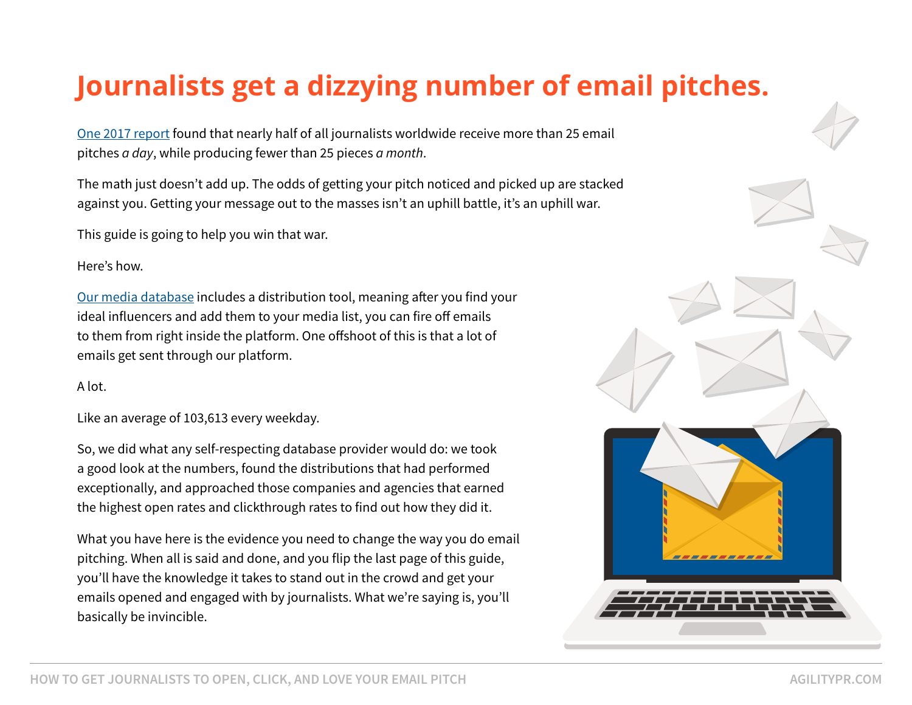# Journalists get a dizzying number of email pitches.

One 2017 report found that nearly half of all journalists worldwide receive more than 25 email pitches *a day*, while producing fewer than 25 pieces *a month*.

The math just doesn't add up. The odds of getting your pitch noticed and picked up are stacked against you. Getting your message out to the masses isn't an uphill battle, it's an uphill war.

This guide is going to help you win that war.

Here's how.

Our media database includes a distribution tool, meaning after you find your ideal influencers and add them to your media list, you can fire off emails to them from right inside the platform. One offshoot of this is that a lot of emails get sent through our platform.

A lot.

Like an average of 103,613 every weekday.

So, we did what any self-respecting database provider would do: we took a good look at the numbers, found the distributions that had performed exceptionally, and approached those companies and agencies that earned the highest open rates and clickthrough rates to find out how they did it.

What you have here is the evidence you need to change the way you do email pitching. When all is said and done, and you flip the last page of this guide, you'll have the knowledge it takes to stand out in the crowd and get your emails opened and engaged with by journalists. What we're saying is, you'll basically be invincible.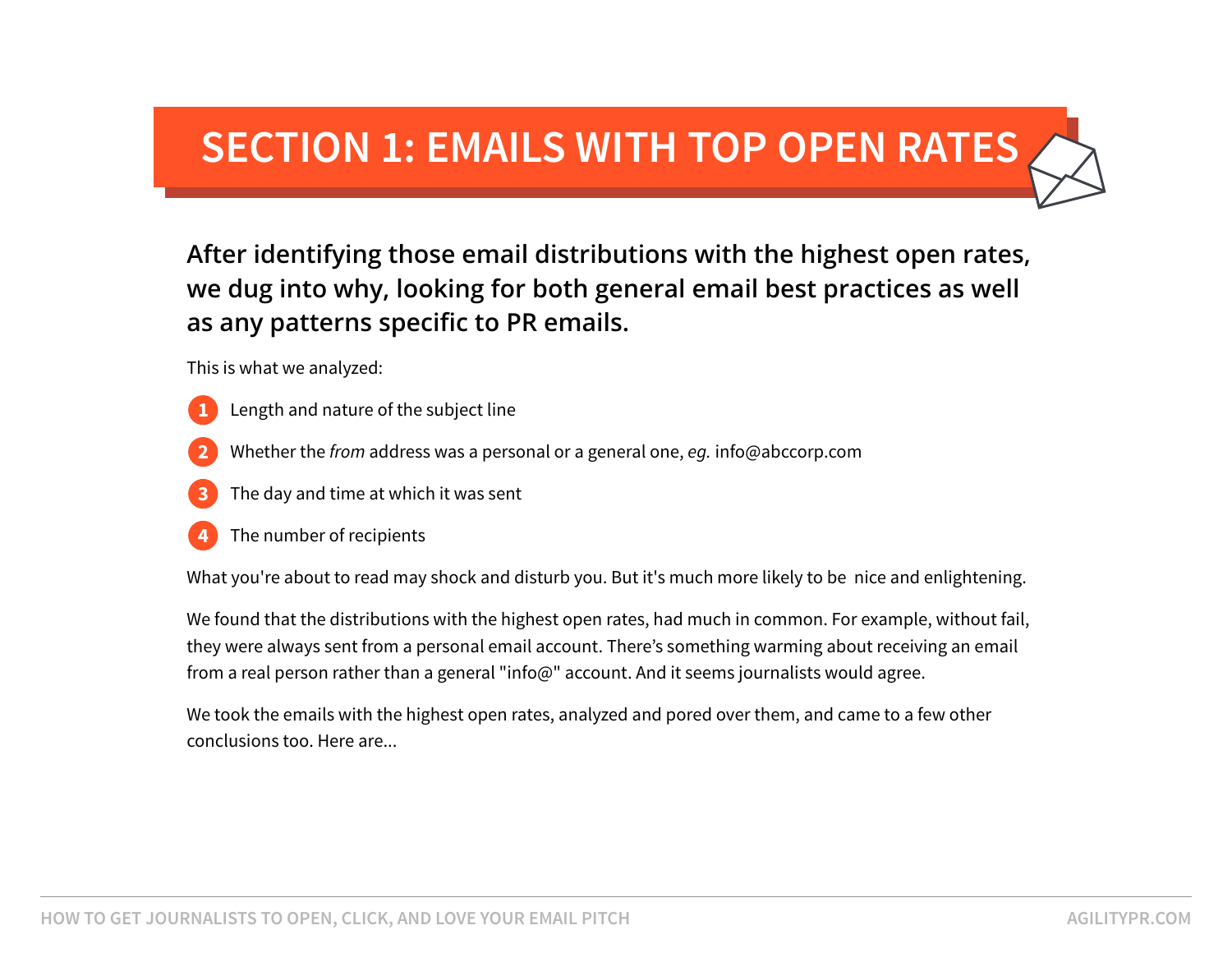# SECTION 1: EMAILS WITH TOP OPEN RATES

**After identifying those email distributions with the highest open rates, we dug into why, looking for both general email best practices as well as any patterns specific to PR emails.**

This is what we analyzed:

1. Length and nature of the subject line
2. Whether the *from* address was a personal or a general one, *eg.* info@abccorp.com
3. The day and time at which it was sent
4. The number of recipients

What you're about to read may shock and disturb you. But it's much more likely to be  nice and enlightening.

We found that the distributions with the highest open rates, had much in common. For example, without fail, they were always sent from a personal email account. There's something warming about receiving an email from a real person rather than a general "info@" account. And it seems journalists would agree.

We took the emails with the highest open rates, analyzed and pored over them, and came to a few other conclusions too. Here are...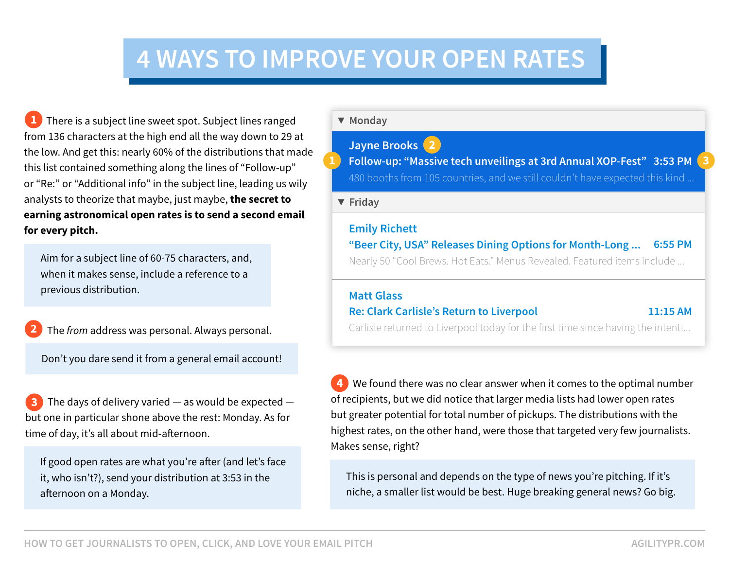# 4 WAYS TO IMPROVE YOUR OPEN RATES

1. There is a subject line sweet spot. Subject lines ranged from 136 characters at the high end all the way down to 29 at the low. And get this: nearly 60% of the distributions that made this list contained something along the lines of "Follow-up" or "Re:" or "Additional info" in the subject line, leading us wily analysts to theorize that maybe, just maybe, **the secret to earning astronomical open rates is to send a second email for every pitch.**

> Aim for a subject line of 60-75 characters, and, when it makes sense, include a reference to a previous distribution.

2. The *from* address was personal. Always personal.

> Don't you dare send it from a general email account!

3. The days of delivery varied — as would be expected — but one in particular shone above the rest: Monday. As for time of day, it's all about mid-afternoon.

> If good open rates are what you're after (and let's face it, who isn't?), send your distribution at 3:53 in the afternoon on a Monday.

**▼ Monday**

**Jayne Brooks** (2)
(1) **Follow-up: "Massive tech unveilings at 3rd Annual XOP-Fest"** **3:53 PM** (3)
480 booths from 105 countries, and we still couldn't have expected this kind ...

**▼ Friday**

**Emily Richett**
**"Beer City, USA" Releases Dining Options for Month-Long ...** **6:55 PM**
Nearly 50 "Cool Brews. Hot Eats." Menus Revealed. Featured items include ...

**Matt Glass**
**Re: Clark Carlisle's Return to Liverpool** **11:15 AM**
Carlisle returned to Liverpool today for the first time since having the intenti...

4. We found there was no clear answer when it comes to the optimal number of recipients, but we did notice that larger media lists had lower open rates but greater potential for total number of pickups. The distributions with the highest rates, on the other hand, were those that targeted very few journalists. Makes sense, right?

> This is personal and depends on the type of news you're pitching. If it's niche, a smaller list would be best. Huge breaking general news? Go big.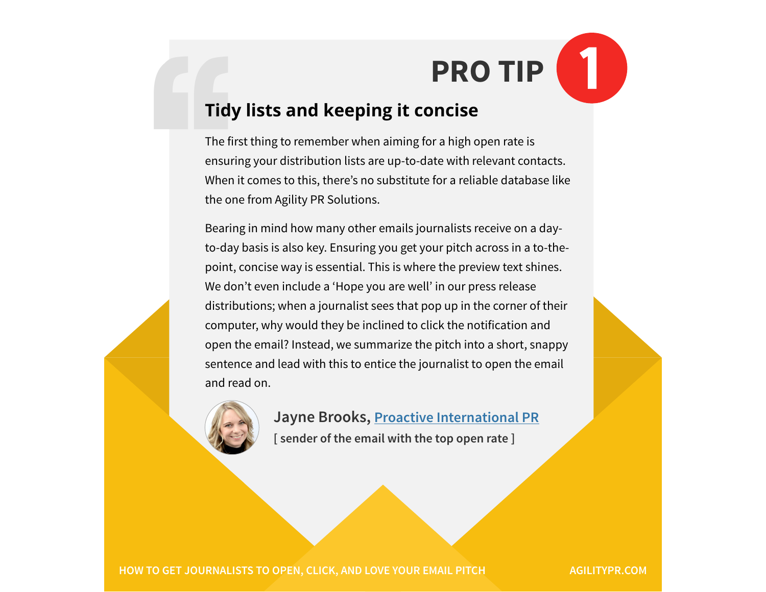# PRO TIP 1

## Tidy lists and keeping it concise

The first thing to remember when aiming for a high open rate is ensuring your distribution lists are up-to-date with relevant contacts. When it comes to this, there's no substitute for a reliable database like the one from Agility PR Solutions.

Bearing in mind how many other emails journalists receive on a day-to-day basis is also key. Ensuring you get your pitch across in a to-the-point, concise way is essential. This is where the preview text shines. We don't even include a 'Hope you are well' in our press release distributions; when a journalist sees that pop up in the corner of their computer, why would they be inclined to click the notification and open the email? Instead, we summarize the pitch into a short, snappy sentence and lead with this to entice the journalist to open the email and read on.

**Jayne Brooks, Proactive International PR**
[ sender of the email with the top open rate ]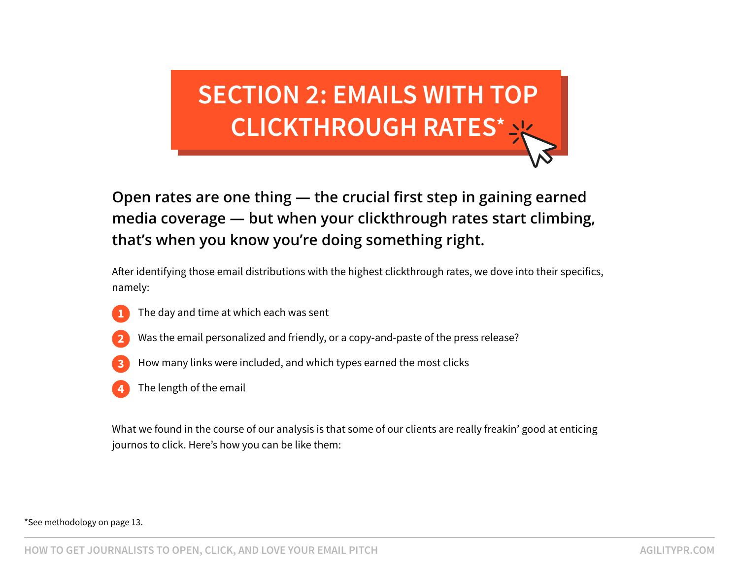# SECTION 2: EMAILS WITH TOP CLICKTHROUGH RATES*

**Open rates are one thing — the crucial first step in gaining earned media coverage — but when your clickthrough rates start climbing, that's when you know you're doing something right.**

After identifying those email distributions with the highest clickthrough rates, we dove into their specifics, namely:

1. The day and time at which each was sent
2. Was the email personalized and friendly, or a copy-and-paste of the press release?
3. How many links were included, and which types earned the most clicks
4. The length of the email

What we found in the course of our analysis is that some of our clients are really freakin' good at enticing journos to click. Here's how you can be like them:

*See methodology on page 13.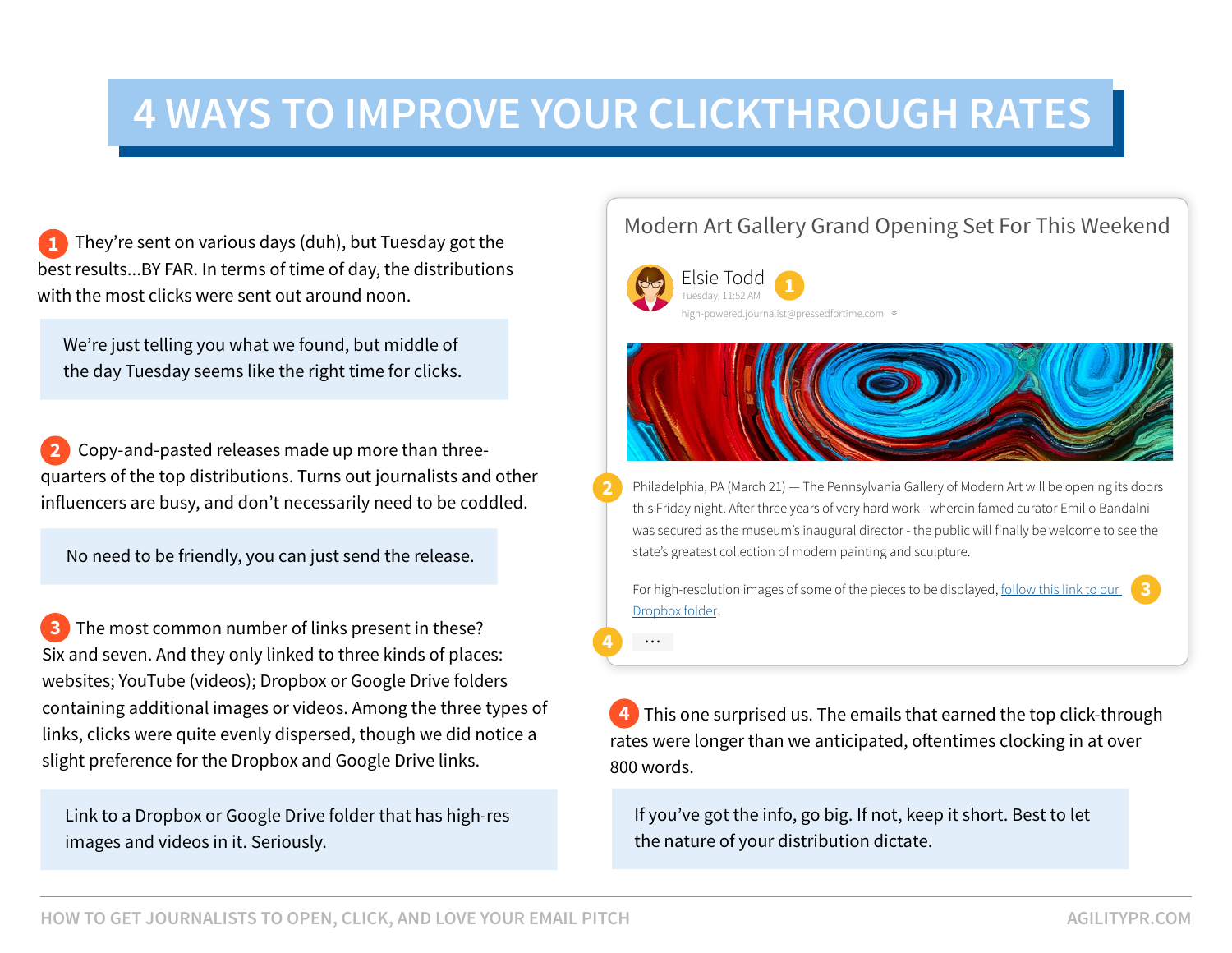# 4 WAYS TO IMPROVE YOUR CLICKTHROUGH RATES

**1** They're sent on various days (duh), but Tuesday got the best results...BY FAR. In terms of time of day, the distributions with the most clicks were sent out around noon.

> We're just telling you what we found, but middle of the day Tuesday seems like the right time for clicks.

**2** Copy-and-pasted releases made up more than three-quarters of the top distributions. Turns out journalists and other influencers are busy, and don't necessarily need to be coddled.

> No need to be friendly, you can just send the release.

**3** The most common number of links present in these? Six and seven. And they only linked to three kinds of places: websites; YouTube (videos); Dropbox or Google Drive folders containing additional images or videos. Among the three types of links, clicks were quite evenly dispersed, though we did notice a slight preference for the Dropbox and Google Drive links.

> Link to a Dropbox or Google Drive folder that has high-res images and videos in it. Seriously.

---

**Modern Art Gallery Grand Opening Set For This Weekend**

Elsie Todd **1**
Tuesday, 11:52 AM
high-powered.journalist@pressedfortime.com

**2** Philadelphia, PA (March 21) — The Pennsylvania Gallery of Modern Art will be opening its doors this Friday night. After three years of very hard work - wherein famed curator Emilio Bandalni was secured as the museum's inaugural director - the public will finally be welcome to see the state's greatest collection of modern painting and sculpture.

For high-resolution images of some of the pieces to be displayed, follow this link to our Dropbox folder. **3**

**4** ...

---

**4** This one surprised us. The emails that earned the top click-through rates were longer than we anticipated, oftentimes clocking in at over 800 words.

> If you've got the info, go big. If not, keep it short. Best to let the nature of your distribution dictate.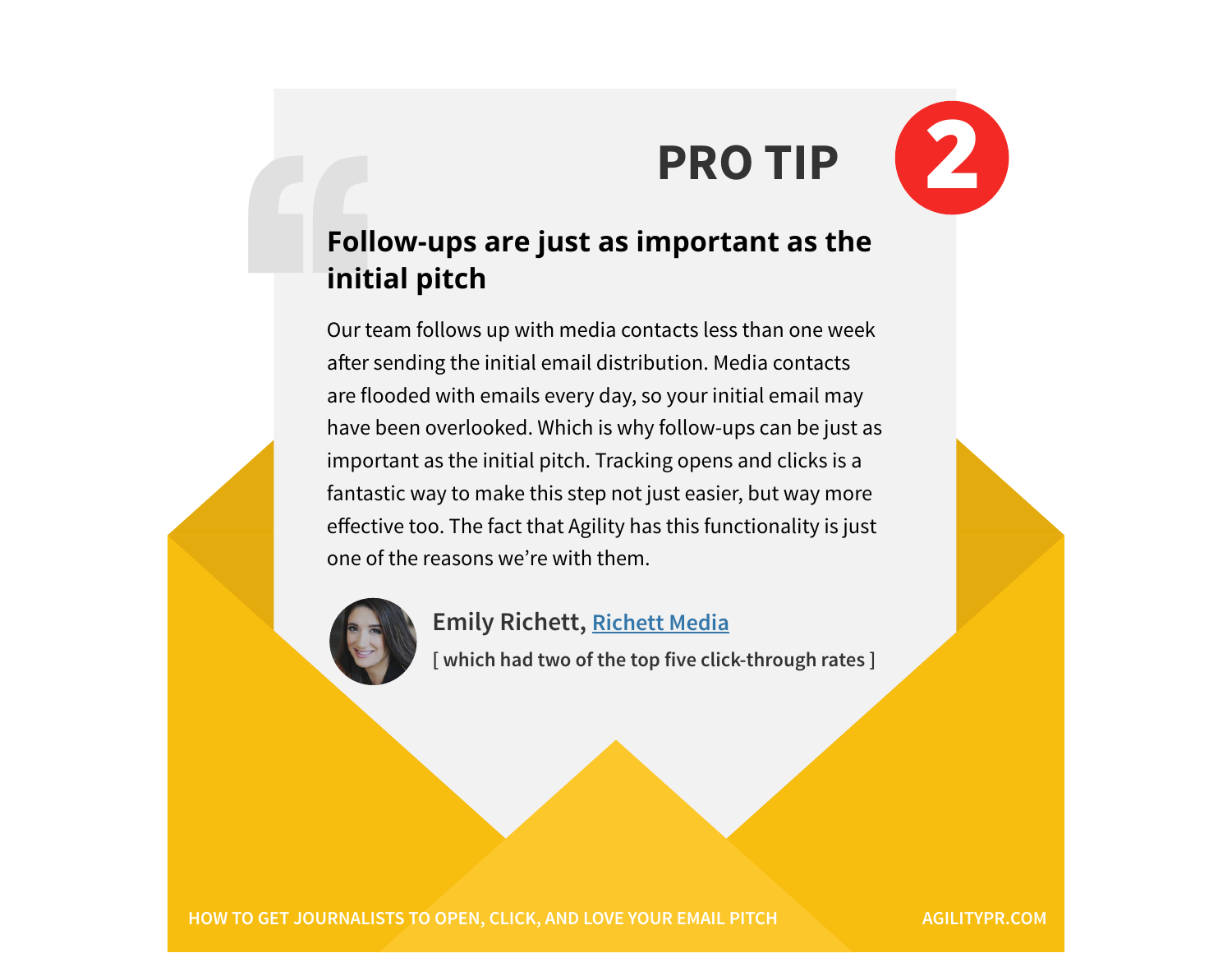## PRO TIP 2

### Follow-ups are just as important as the initial pitch

Our team follows up with media contacts less than one week after sending the initial email distribution. Media contacts are flooded with emails every day, so your initial email may have been overlooked. Which is why follow-ups can be just as important as the initial pitch. Tracking opens and clicks is a fantastic way to make this step not just easier, but way more effective too. The fact that Agility has this functionality is just one of the reasons we're with them.

**Emily Richett,** Richett Media

[ which had two of the top five click-through rates ]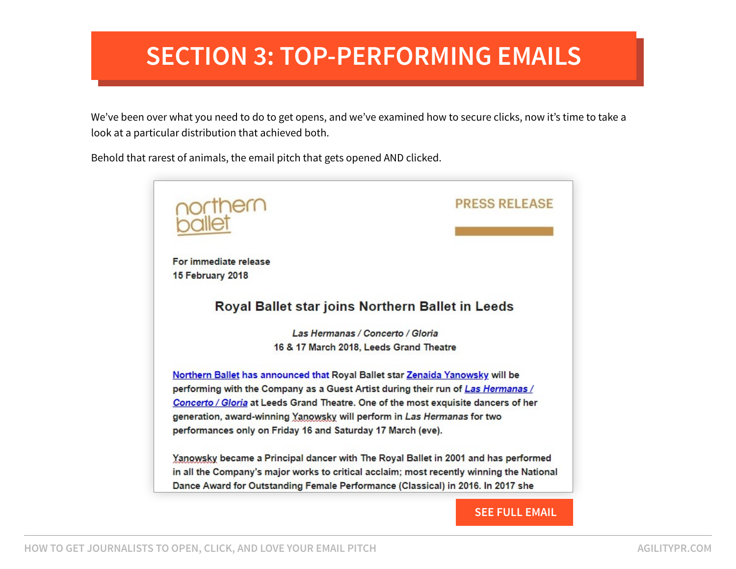# SECTION 3: TOP-PERFORMING EMAILS

We've been over what you need to do to get opens, and we've examined how to secure clicks, now it's time to take a look at a particular distribution that achieved both.

Behold that rarest of animals, the email pitch that gets opened AND clicked.

northern ballet

PRESS RELEASE

For immediate release
15 February 2018

**Royal Ballet star joins Northern Ballet in Leeds**

*Las Hermanas / Concerto / Gloria*
16 & 17 March 2018, Leeds Grand Theatre

Northern Ballet has announced that Royal Ballet star Zenaida Yanowsky will be performing with the Company as a Guest Artist during their run of *Las Hermanas / Concerto / Gloria* at Leeds Grand Theatre. One of the most exquisite dancers of her generation, award-winning Yanowsky will perform in *Las Hermanas* for two performances only on Friday 16 and Saturday 17 March (eve).

Yanowsky became a Principal dancer with The Royal Ballet in 2001 and has performed in all the Company's major works to critical acclaim; most recently winning the National Dance Award for Outstanding Female Performance (Classical) in 2016. In 2017 she

SEE FULL EMAIL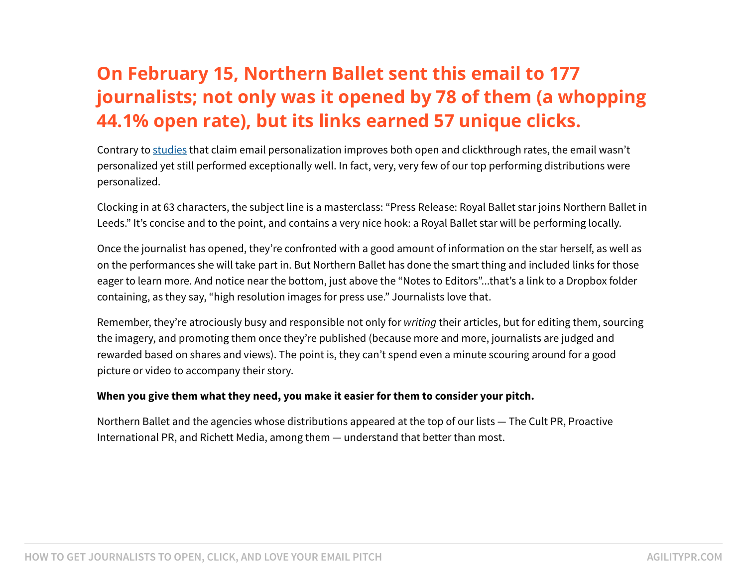## On February 15, Northern Ballet sent this email to 177 journalists; not only was it opened by 78 of them (a whopping 44.1% open rate), but its links earned 57 unique clicks.

Contrary to studies that claim email personalization improves both open and clickthrough rates, the email wasn't personalized yet still performed exceptionally well. In fact, very, very few of our top performing distributions were personalized.

Clocking in at 63 characters, the subject line is a masterclass: "Press Release: Royal Ballet star joins Northern Ballet in Leeds." It's concise and to the point, and contains a very nice hook: a Royal Ballet star will be performing locally.

Once the journalist has opened, they're confronted with a good amount of information on the star herself, as well as on the performances she will take part in. But Northern Ballet has done the smart thing and included links for those eager to learn more. And notice near the bottom, just above the "Notes to Editors"...that's a link to a Dropbox folder containing, as they say, "high resolution images for press use." Journalists love that.

Remember, they're atrociously busy and responsible not only for *writing* their articles, but for editing them, sourcing the imagery, and promoting them once they're published (because more and more, journalists are judged and rewarded based on shares and views). The point is, they can't spend even a minute scouring around for a good picture or video to accompany their story.

**When you give them what they need, you make it easier for them to consider your pitch.**

Northern Ballet and the agencies whose distributions appeared at the top of our lists — The Cult PR, Proactive International PR, and Richett Media, among them — understand that better than most.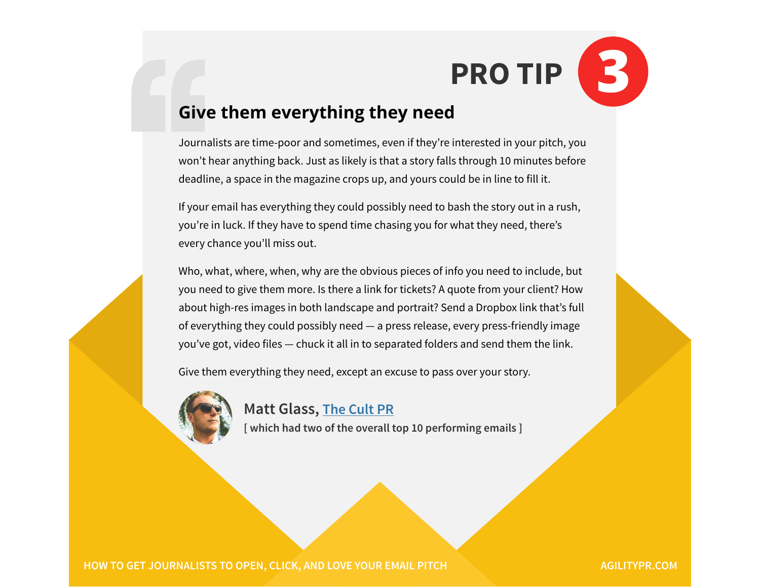# PRO TIP 3

## Give them everything they need

Journalists are time-poor and sometimes, even if they're interested in your pitch, you won't hear anything back. Just as likely is that a story falls through 10 minutes before deadline, a space in the magazine crops up, and yours could be in line to fill it.

If your email has everything they could possibly need to bash the story out in a rush, you're in luck. If they have to spend time chasing you for what they need, there's every chance you'll miss out.

Who, what, where, when, why are the obvious pieces of info you need to include, but you need to give them more. Is there a link for tickets? A quote from your client? How about high-res images in both landscape and portrait? Send a Dropbox link that's full of everything they could possibly need — a press release, every press-friendly image you've got, video files — chuck it all in to separated folders and send them the link.

Give them everything they need, except an excuse to pass over your story.

**Matt Glass, The Cult PR**
[ which had two of the overall top 10 performing emails ]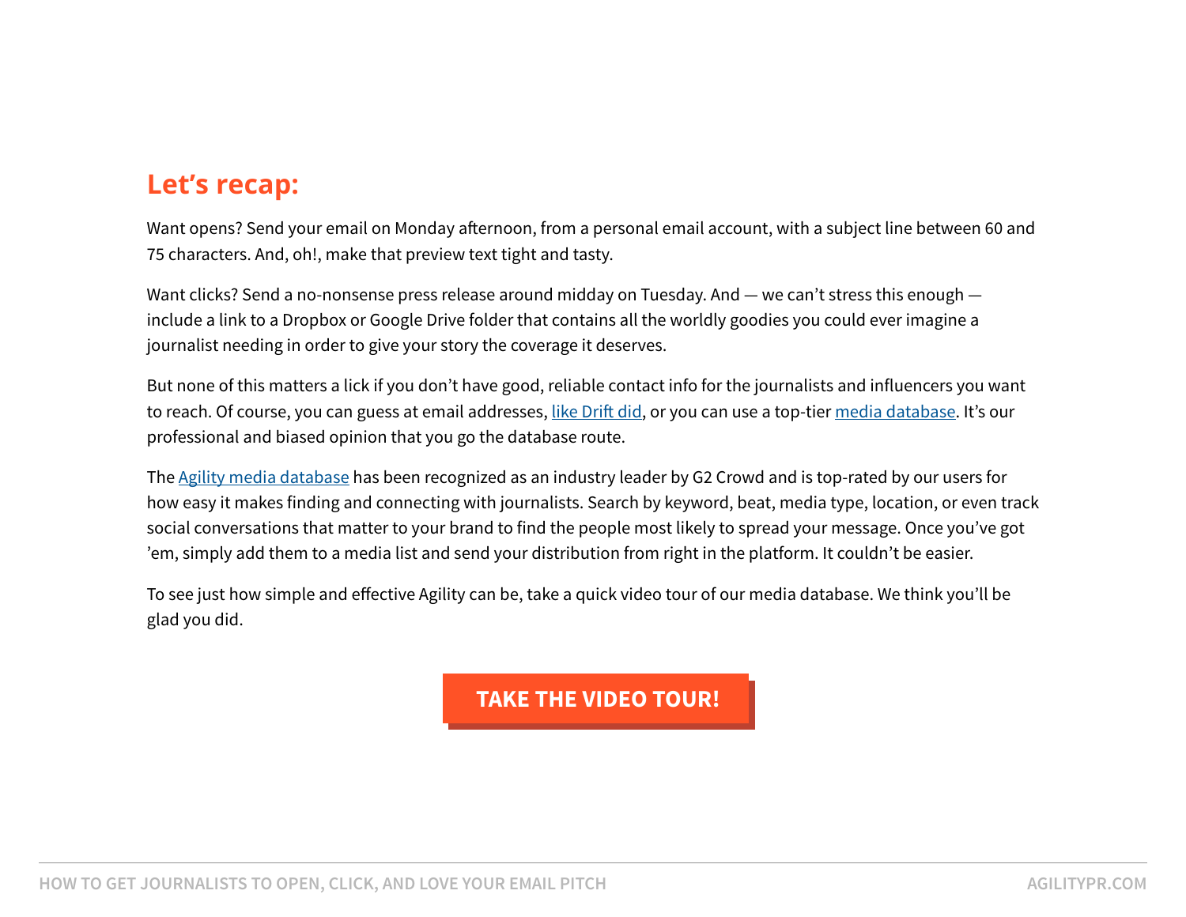## Let's recap:

Want opens? Send your email on Monday afternoon, from a personal email account, with a subject line between 60 and 75 characters. And, oh!, make that preview text tight and tasty.

Want clicks? Send a no-nonsense press release around midday on Tuesday. And — we can't stress this enough — include a link to a Dropbox or Google Drive folder that contains all the worldly goodies you could ever imagine a journalist needing in order to give your story the coverage it deserves.

But none of this matters a lick if you don't have good, reliable contact info for the journalists and influencers you want to reach. Of course, you can guess at email addresses, like Drift did, or you can use a top-tier media database. It's our professional and biased opinion that you go the database route.

The Agility media database has been recognized as an industry leader by G2 Crowd and is top-rated by our users for how easy it makes finding and connecting with journalists. Search by keyword, beat, media type, location, or even track social conversations that matter to your brand to find the people most likely to spread your message. Once you've got 'em, simply add them to a media list and send your distribution from right in the platform. It couldn't be easier.

To see just how simple and effective Agility can be, take a quick video tour of our media database. We think you'll be glad you did.

**TAKE THE VIDEO TOUR!**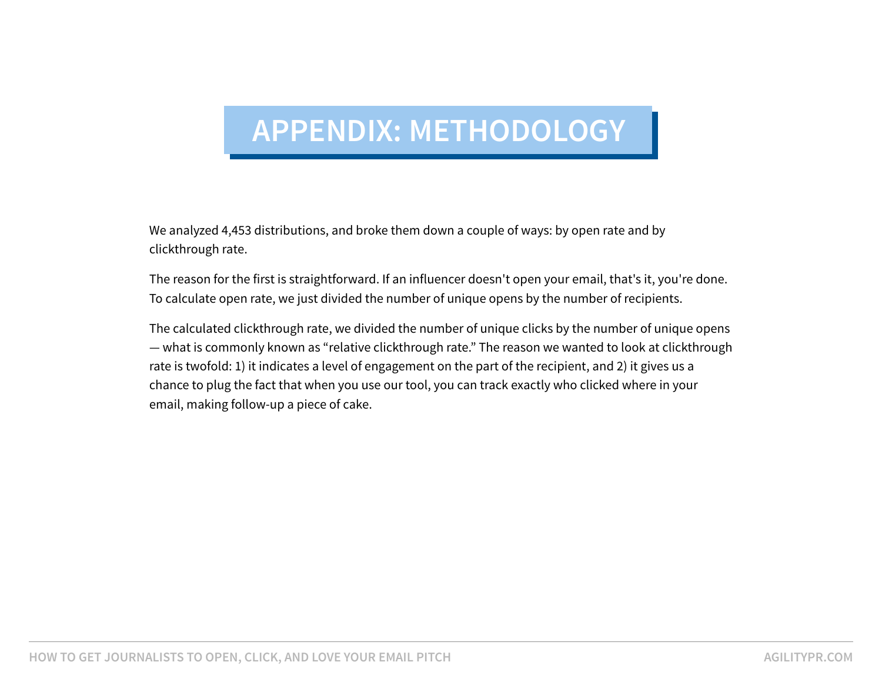# APPENDIX: METHODOLOGY

We analyzed 4,453 distributions, and broke them down a couple of ways: by open rate and by clickthrough rate.

The reason for the first is straightforward. If an influencer doesn't open your email, that's it, you're done. To calculate open rate, we just divided the number of unique opens by the number of recipients.

The calculated clickthrough rate, we divided the number of unique clicks by the number of unique opens — what is commonly known as “relative clickthrough rate.” The reason we wanted to look at clickthrough rate is twofold: 1) it indicates a level of engagement on the part of the recipient, and 2) it gives us a chance to plug the fact that when you use our tool, you can track exactly who clicked where in your email, making follow-up a piece of cake.